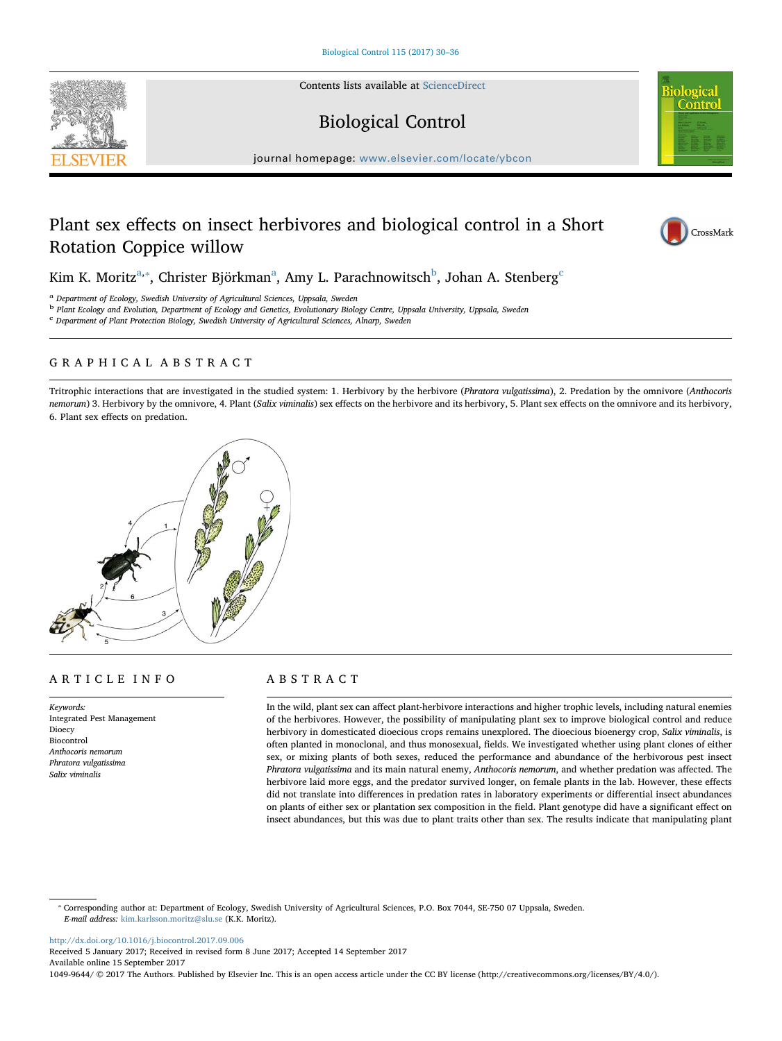Contents lists available at ScienceDirect

# Biological Control

journal homepage: www.elsevier.com/locate/ybcon

# Plant sex effects on insect herbivores and biological control in a Short Rotation Coppice willow

Kim K. Moritz[a,*], Christer Björkman[a], Amy L. Parachnowitsch[b], Johan A. Stenberg[c]

[a] Department of Ecology, Swedish University of Agricultural Sciences, Uppsala, Sweden
[b] Plant Ecology and Evolution, Department of Ecology and Genetics, Evolutionary Biology Centre, Uppsala University, Uppsala, Sweden
[c] Department of Plant Protection Biology, Swedish University of Agricultural Sciences, Alnarp, Sweden

## GRAPHICAL ABSTRACT

Tritrophic interactions that are investigated in the studied system: 1. Herbivory by the herbivore (*Phratora vulgatissima*), 2. Predation by the omnivore (*Anthocoris nemorum*) 3. Herbivory by the omnivore, 4. Plant (*Salix viminalis*) sex effects on the herbivore and its herbivory, 5. Plant sex effects on the omnivore and its herbivory, 6. Plant sex effects on predation.

## ARTICLE INFO

*Keywords:*
Integrated Pest Management
Dioecy
Biocontrol
*Anthocoris nemorum*
*Phratora vulgatissima*
*Salix viminalis*

## ABSTRACT

In the wild, plant sex can affect plant-herbivore interactions and higher trophic levels, including natural enemies of the herbivores. However, the possibility of manipulating plant sex to improve biological control and reduce herbivory in domesticated dioecious crops remains unexplored. The dioecious bioenergy crop, *Salix viminalis*, is often planted in monoclonal, and thus monosexual, fields. We investigated whether using plant clones of either sex, or mixing plants of both sexes, reduced the performance and abundance of the herbivorous pest insect *Phratora vulgatissima* and its main natural enemy, *Anthocoris nemorum*, and whether predation was affected. The herbivore laid more eggs, and the predator survived longer, on female plants in the lab. However, these effects did not translate into differences in predation rates in laboratory experiments or differential insect abundances on plants of either sex or plantation sex composition in the field. Plant genotype did have a significant effect on insect abundances, but this was due to plant traits other than sex. The results indicate that manipulating plant

---

* Corresponding author at: Department of Ecology, Swedish University of Agricultural Sciences, P.O. Box 7044, SE-750 07 Uppsala, Sweden.
*E-mail address:* kim.karlsson.moritz@slu.se (K.K. Moritz).

http://dx.doi.org/10.1016/j.biocontrol.2017.09.006
Received 5 January 2017; Received in revised form 8 June 2017; Accepted 14 September 2017
Available online 15 September 2017
1049-9644/ © 2017 The Authors. Published by Elsevier Inc. This is an open access article under the CC BY license (http://creativecommons.org/licenses/BY/4.0/).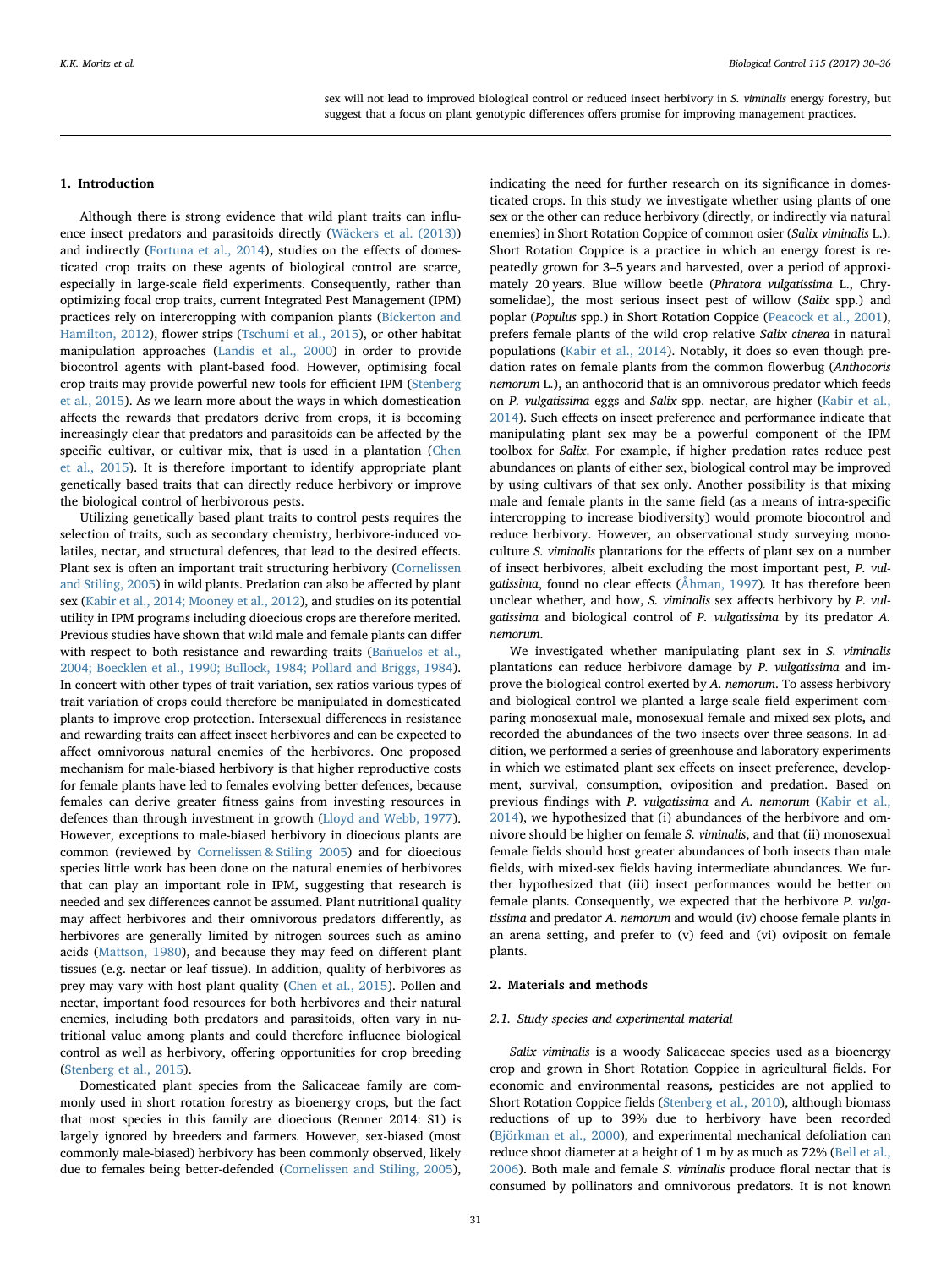sex will not lead to improved biological control or reduced insect herbivory in *S. viminalis* energy forestry, but suggest that a focus on plant genotypic differences offers promise for improving management practices.

## 1. Introduction

Although there is strong evidence that wild plant traits can influence insect predators and parasitoids directly (Wäckers et al. (2013)) and indirectly (Fortuna et al., 2014), studies on the effects of domesticated crop traits on these agents of biological control are scarce, especially in large-scale field experiments. Consequently, rather than optimizing focal crop traits, current Integrated Pest Management (IPM) practices rely on intercropping with companion plants (Bickerton and Hamilton, 2012), flower strips (Tschumi et al., 2015), or other habitat manipulation approaches (Landis et al., 2000) in order to provide biocontrol agents with plant-based food. However, optimising focal crop traits may provide powerful new tools for efficient IPM (Stenberg et al., 2015). As we learn more about the ways in which domestication affects the rewards that predators derive from crops, it is becoming increasingly clear that predators and parasitoids can be affected by the specific cultivar, or cultivar mix, that is used in a plantation (Chen et al., 2015). It is therefore important to identify appropriate plant genetically based traits that can directly reduce herbivory or improve the biological control of herbivorous pests.

Utilizing genetically based plant traits to control pests requires the selection of traits, such as secondary chemistry, herbivore-induced volatiles, nectar, and structural defences, that lead to the desired effects. Plant sex is often an important trait structuring herbivory (Cornelissen and Stiling, 2005) in wild plants. Predation can also be affected by plant sex (Kabir et al., 2014; Mooney et al., 2012), and studies on its potential utility in IPM programs including dioecious crops are therefore merited. Previous studies have shown that wild male and female plants can differ with respect to both resistance and rewarding traits (Bañuelos et al., 2004; Boecklen et al., 1990; Bullock, 1984; Pollard and Briggs, 1984). In concert with other types of trait variation, sex ratios various types of trait variation of crops could therefore be manipulated in domesticated plants to improve crop protection. Intersexual differences in resistance and rewarding traits can affect insect herbivores and can be expected to affect omnivorous natural enemies of the herbivores. One proposed mechanism for male-biased herbivory is that higher reproductive costs for female plants have led to females evolving better defences, because females can derive greater fitness gains from investing resources in defences than through investment in growth (Lloyd and Webb, 1977). However, exceptions to male-biased herbivory in dioecious plants are common (reviewed by Cornelissen & Stiling 2005) and for dioecious species little work has been done on the natural enemies of herbivores that can play an important role in IPM, suggesting that research is needed and sex differences cannot be assumed. Plant nutritional quality may affect herbivores and their omnivorous predators differently, as herbivores are generally limited by nitrogen sources such as amino acids (Mattson, 1980), and because they may feed on different plant tissues (e.g. nectar or leaf tissue). In addition, quality of herbivores as prey may vary with host plant quality (Chen et al., 2015). Pollen and nectar, important food resources for both herbivores and their natural enemies, including both predators and parasitoids, often vary in nutritional value among plants and could therefore influence biological control as well as herbivory, offering opportunities for crop breeding (Stenberg et al., 2015).

Domesticated plant species from the Salicaceae family are commonly used in short rotation forestry as bioenergy crops, but the fact that most species in this family are dioecious (Renner 2014: S1) is largely ignored by breeders and farmers. However, sex-biased (most commonly male-biased) herbivory has been commonly observed, likely due to females being better-defended (Cornelissen and Stiling, 2005), indicating the need for further research on its significance in domesticated crops. In this study we investigate whether using plants of one sex or the other can reduce herbivory (directly, or indirectly via natural enemies) in Short Rotation Coppice of common osier (*Salix viminalis* L.). Short Rotation Coppice is a practice in which an energy forest is repeatedly grown for 3–5 years and harvested, over a period of approximately 20 years. Blue willow beetle (*Phratora vulgatissima* L., Chrysomelidae), the most serious insect pest of willow (*Salix* spp.) and poplar (*Populus* spp.) in Short Rotation Coppice (Peacock et al., 2001), prefers female plants of the wild crop relative *Salix cinerea* in natural populations (Kabir et al., 2014). Notably, it does so even though predation rates on female plants from the common flowerbug (*Anthocoris nemorum* L.), an anthocorid that is an omnivorous predator which feeds on *P. vulgatissima* eggs and *Salix* spp. nectar, are higher (Kabir et al., 2014). Such effects on insect preference and performance indicate that manipulating plant sex may be a powerful component of the IPM toolbox for *Salix*. For example, if higher predation rates reduce pest abundances on plants of either sex, biological control may be improved by using cultivars of that sex only. Another possibility is that mixing male and female plants in the same field (as a means of intra-specific intercropping to increase biodiversity) would promote biocontrol and reduce herbivory. However, an observational study surveying monoculture *S. viminalis* plantations for the effects of plant sex on a number of insect herbivores, albeit excluding the most important pest, *P. vulgatissima*, found no clear effects (Åhman, 1997). It has therefore been unclear whether, and how, *S. viminalis* sex affects herbivory by *P. vulgatissima* and biological control of *P. vulgatissima* by its predator *A. nemorum*.

We investigated whether manipulating plant sex in *S. viminalis* plantations can reduce herbivore damage by *P. vulgatissima* and improve the biological control exerted by *A. nemorum*. To assess herbivory and biological control we planted a large-scale field experiment comparing monosexual male, monosexual female and mixed sex plots, and recorded the abundances of the two insects over three seasons. In addition, we performed a series of greenhouse and laboratory experiments in which we estimated plant sex effects on insect preference, development, survival, consumption, oviposition and predation. Based on previous findings with *P. vulgatissima* and *A. nemorum* (Kabir et al., 2014), we hypothesized that (i) abundances of the herbivore and omnivore should be higher on female *S. viminalis*, and that (ii) monosexual female fields should host greater abundances of both insects than male fields, with mixed-sex fields having intermediate abundances. We further hypothesized that (iii) insect performances would be better on female plants. Consequently, we expected that the herbivore *P. vulgatissima* and predator *A. nemorum* and would (iv) choose female plants in an arena setting, and prefer to (v) feed and (vi) oviposit on female plants.

## 2. Materials and methods

### 2.1. Study species and experimental material

*Salix viminalis* is a woody Salicaceae species used as a bioenergy crop and grown in Short Rotation Coppice in agricultural fields. For economic and environmental reasons, pesticides are not applied to Short Rotation Coppice fields (Stenberg et al., 2010), although biomass reductions of up to 39% due to herbivory have been recorded (Björkman et al., 2000), and experimental mechanical defoliation can reduce shoot diameter at a height of 1 m by as much as 72% (Bell et al., 2006). Both male and female *S. viminalis* produce floral nectar that is consumed by pollinators and omnivorous predators. It is not known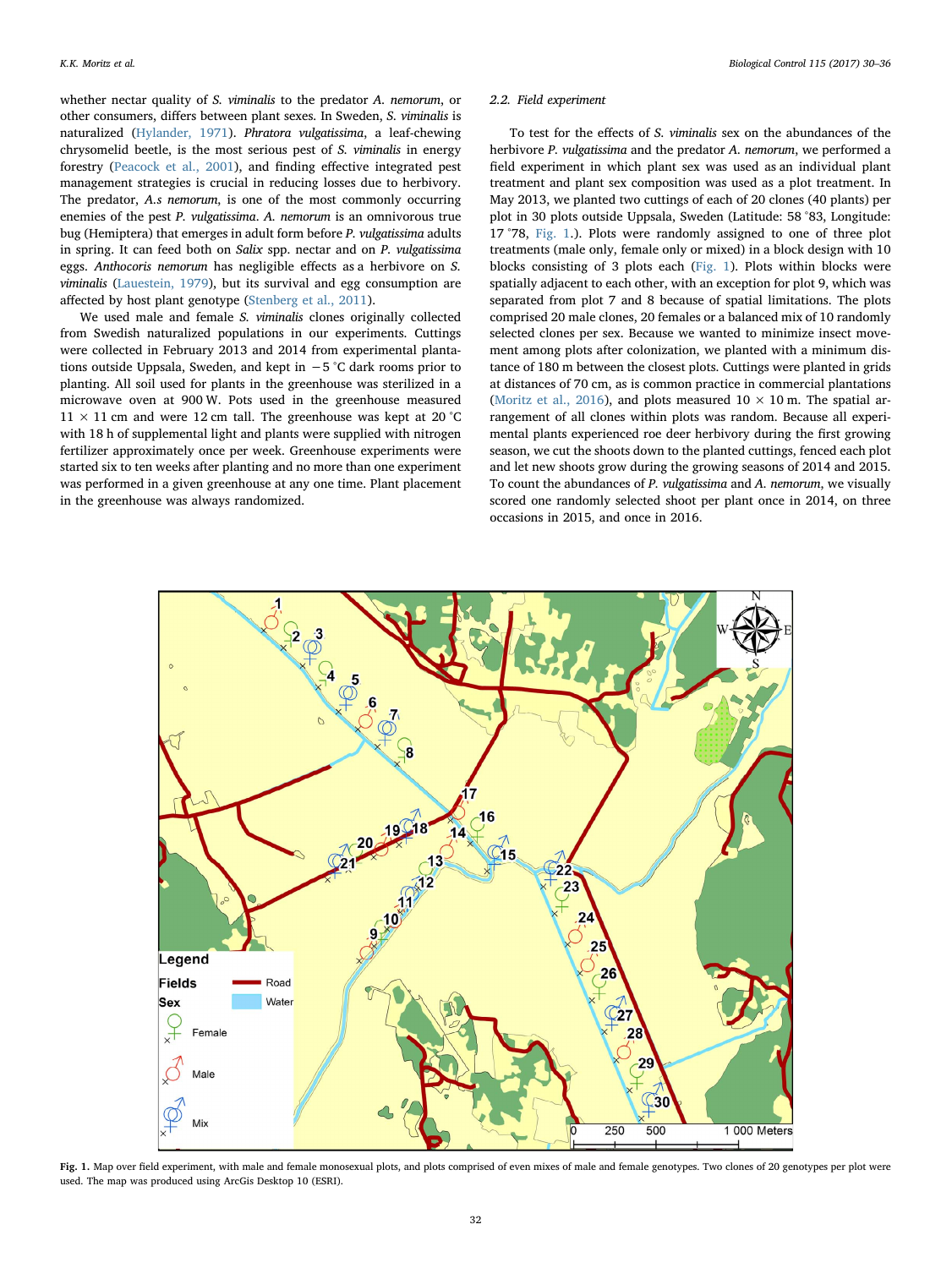whether nectar quality of *S. viminalis* to the predator *A. nemorum*, or other consumers, differs between plant sexes. In Sweden, *S. viminalis* is naturalized (Hylander, 1971). *Phratora vulgatissima*, a leaf-chewing chrysomelid beetle, is the most serious pest of *S. viminalis* in energy forestry (Peacock et al., 2001), and finding effective integrated pest management strategies is crucial in reducing losses due to herbivory. The predator, *A.s nemorum*, is one of the most commonly occurring enemies of the pest *P. vulgatissima*. *A. nemorum* is an omnivorous true bug (Hemiptera) that emerges in adult form before *P. vulgatissima* adults in spring. It can feed both on *Salix* spp. nectar and on *P. vulgatissima* eggs. *Anthocoris nemorum* has negligible effects as a herbivore on *S. viminalis* (Lauestein, 1979), but its survival and egg consumption are affected by host plant genotype (Stenberg et al., 2011).

We used male and female *S. viminalis* clones originally collected from Swedish naturalized populations in our experiments. Cuttings were collected in February 2013 and 2014 from experimental plantations outside Uppsala, Sweden, and kept in −5 °C dark rooms prior to planting. All soil used for plants in the greenhouse was sterilized in a microwave oven at 900 W. Pots used in the greenhouse measured 11 × 11 cm and were 12 cm tall. The greenhouse was kept at 20 °C with 18 h of supplemental light and plants were supplied with nitrogen fertilizer approximately once per week. Greenhouse experiments were started six to ten weeks after planting and no more than one experiment was performed in a given greenhouse at any one time. Plant placement in the greenhouse was always randomized.

### 2.2. Field experiment

To test for the effects of *S. viminalis* sex on the abundances of the herbivore *P. vulgatissima* and the predator *A. nemorum*, we performed a field experiment in which plant sex was used as an individual plant treatment and plant sex composition was used as a plot treatment. In May 2013, we planted two cuttings of each of 20 clones (40 plants) per plot in 30 plots outside Uppsala, Sweden (Latitude: 58 °83, Longitude: 17 °78, Fig. 1.). Plots were randomly assigned to one of three plot treatments (male only, female only or mixed) in a block design with 10 blocks consisting of 3 plots each (Fig. 1). Plots within blocks were spatially adjacent to each other, with an exception for plot 9, which was separated from plot 7 and 8 because of spatial limitations. The plots comprised 20 male clones, 20 females or a balanced mix of 10 randomly selected clones per sex. Because we wanted to minimize insect movement among plots after colonization, we planted with a minimum distance of 180 m between the closest plots. Cuttings were planted in grids at distances of 70 cm, as is common practice in commercial plantations (Moritz et al., 2016), and plots measured 10 × 10 m. The spatial arrangement of all clones within plots was random. Because all experimental plants experienced roe deer herbivory during the first growing season, we cut the shoots down to the planted cuttings, fenced each plot and let new shoots grow during the growing seasons of 2014 and 2015. To count the abundances of *P. vulgatissima* and *A. nemorum*, we visually scored one randomly selected shoot per plant once in 2014, on three occasions in 2015, and once in 2016.

**Fig. 1.** Map over field experiment, with male and female monosexual plots, and plots comprised of even mixes of male and female genotypes. Two clones of 20 genotypes per plot were used. The map was produced using ArcGis Desktop 10 (ESRI).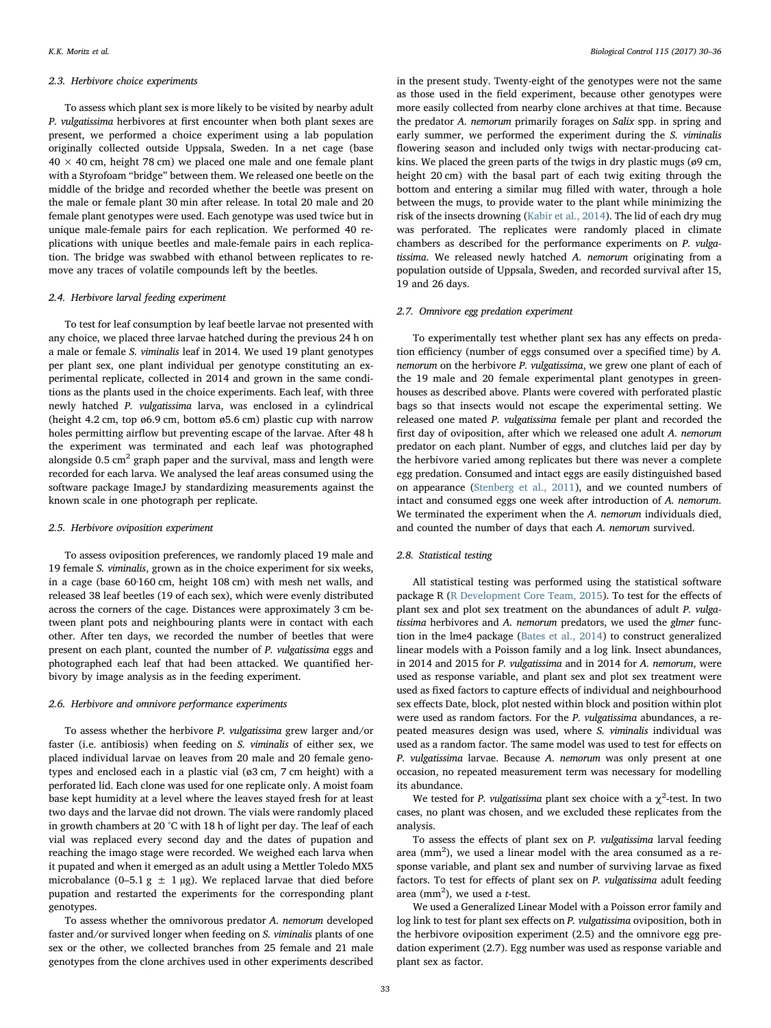### 2.3. Herbivore choice experiments

To assess which plant sex is more likely to be visited by nearby adult *P. vulgatissima* herbivores at first encounter when both plant sexes are present, we performed a choice experiment using a lab population originally collected outside Uppsala, Sweden. In a net cage (base 40 × 40 cm, height 78 cm) we placed one male and one female plant with a Styrofoam "bridge" between them. We released one beetle on the middle of the bridge and recorded whether the beetle was present on the male or female plant 30 min after release. In total 20 male and 20 female plant genotypes were used. Each genotype was used twice but in unique male-female pairs for each replication. We performed 40 replications with unique beetles and male-female pairs in each replication. The bridge was swabbed with ethanol between replicates to remove any traces of volatile compounds left by the beetles.

### 2.4. Herbivore larval feeding experiment

To test for leaf consumption by leaf beetle larvae not presented with any choice, we placed three larvae hatched during the previous 24 h on a male or female *S. viminalis* leaf in 2014. We used 19 plant genotypes per plant sex, one plant individual per genotype constituting an experimental replicate, collected in 2014 and grown in the same conditions as the plants used in the choice experiments. Each leaf, with three newly hatched *P. vulgatissima* larva, was enclosed in a cylindrical (height 4.2 cm, top ø6.9 cm, bottom ø5.6 cm) plastic cup with narrow holes permitting airflow but preventing escape of the larvae. After 48 h the experiment was terminated and each leaf was photographed alongside 0.5 $cm^2$ graph paper and the survival, mass and length were recorded for each larva. We analysed the leaf areas consumed using the software package ImageJ by standardizing measurements against the known scale in one photograph per replicate.

### 2.5. Herbivore oviposition experiment

To assess oviposition preferences, we randomly placed 19 male and 19 female *S. viminalis*, grown as in the choice experiment for six weeks, in a cage (base 60·160 cm, height 108 cm) with mesh net walls, and released 38 leaf beetles (19 of each sex), which were evenly distributed across the corners of the cage. Distances were approximately 3 cm between plant pots and neighbouring plants were in contact with each other. After ten days, we recorded the number of beetles that were present on each plant, counted the number of *P. vulgatissima* eggs and photographed each leaf that had been attacked. We quantified herbivory by image analysis as in the feeding experiment.

### 2.6. Herbivore and omnivore performance experiments

To assess whether the herbivore *P. vulgatissima* grew larger and/or faster (i.e. antibiosis) when feeding on *S. viminalis* of either sex, we placed individual larvae on leaves from 20 male and 20 female genotypes and enclosed each in a plastic vial (ø3 cm, 7 cm height) with a perforated lid. Each clone was used for one replicate only. A moist foam base kept humidity at a level where the leaves stayed fresh for at least two days and the larvae did not drown. The vials were randomly placed in growth chambers at 20 °C with 18 h of light per day. The leaf of each vial was replaced every second day and the dates of pupation and reaching the imago stage were recorded. We weighed each larva when it pupated and when it emerged as an adult using a Mettler Toledo MX5 microbalance (0–5.1 g ± 1 μg). We replaced larvae that died before pupation and restarted the experiments for the corresponding plant genotypes.

To assess whether the omnivorous predator *A. nemorum* developed faster and/or survived longer when feeding on *S. viminalis* plants of one sex or the other, we collected branches from 25 female and 21 male genotypes from the clone archives used in other experiments described in the present study. Twenty-eight of the genotypes were not the same as those used in the field experiment, because other genotypes were more easily collected from nearby clone archives at that time. Because the predator *A. nemorum* primarily forages on *Salix* spp. in spring and early summer, we performed the experiment during the *S. viminalis* flowering season and included only twigs with nectar-producing catkins. We placed the green parts of the twigs in dry plastic mugs (ø9 cm, height 20 cm) with the basal part of each twig exiting through the bottom and entering a similar mug filled with water, through a hole between the mugs, to provide water to the plant while minimizing the risk of the insects drowning (Kabir et al., 2014). The lid of each dry mug was perforated. The replicates were randomly placed in climate chambers as described for the performance experiments on *P. vulgatissima*. We released newly hatched *A. nemorum* originating from a population outside of Uppsala, Sweden, and recorded survival after 15, 19 and 26 days.

### 2.7. Omnivore egg predation experiment

To experimentally test whether plant sex has any effects on predation efficiency (number of eggs consumed over a specified time) by *A. nemorum* on the herbivore *P. vulgatissima*, we grew one plant of each of the 19 male and 20 female experimental plant genotypes in greenhouses as described above. Plants were covered with perforated plastic bags so that insects would not escape the experimental setting. We released one mated *P. vulgatissima* female per plant and recorded the first day of oviposition, after which we released one adult *A. nemorum* predator on each plant. Number of eggs, and clutches laid per day by the herbivore varied among replicates but there was never a complete egg predation. Consumed and intact eggs are easily distinguished based on appearance (Stenberg et al., 2011), and we counted numbers of intact and consumed eggs one week after introduction of *A. nemorum*. We terminated the experiment when the *A. nemorum* individuals died, and counted the number of days that each *A. nemorum* survived.

### 2.8. Statistical testing

All statistical testing was performed using the statistical software package R (R Development Core Team, 2015). To test for the effects of plant sex and plot sex treatment on the abundances of adult *P. vulgatissima* herbivores and *A. nemorum* predators, we used the *glmer* function in the lme4 package (Bates et al., 2014) to construct generalized linear models with a Poisson family and a log link. Insect abundances, in 2014 and 2015 for *P. vulgatissima* and in 2014 for *A. nemorum*, were used as response variable, and plant sex and plot sex treatment were used as fixed factors to capture effects of individual and neighbourhood sex effects Date, block, plot nested within block and position within plot were used as random factors. For the *P. vulgatissima* abundances, a repeated measures design was used, where *S. viminalis* individual was used as a random factor. The same model was used to test for effects on *P. vulgatissima* larvae. Because *A. nemorum* was only present at one occasion, no repeated measurement term was necessary for modelling its abundance.

We tested for *P. vulgatissima* plant sex choice with a $\chi^2$-test. In two cases, no plant was chosen, and we excluded these replicates from the analysis.

To assess the effects of plant sex on *P. vulgatissima* larval feeding area ($mm^2$), we used a linear model with the area consumed as a response variable, and plant sex and number of surviving larvae as fixed factors. To test for effects of plant sex on *P. vulgatissima* adult feeding area ($mm^2$), we used a *t*-test.

We used a Generalized Linear Model with a Poisson error family and log link to test for plant sex effects on *P. vulgatissima* oviposition, both in the herbivore oviposition experiment (2.5) and the omnivore egg predation experiment (2.7). Egg number was used as response variable and plant sex as factor.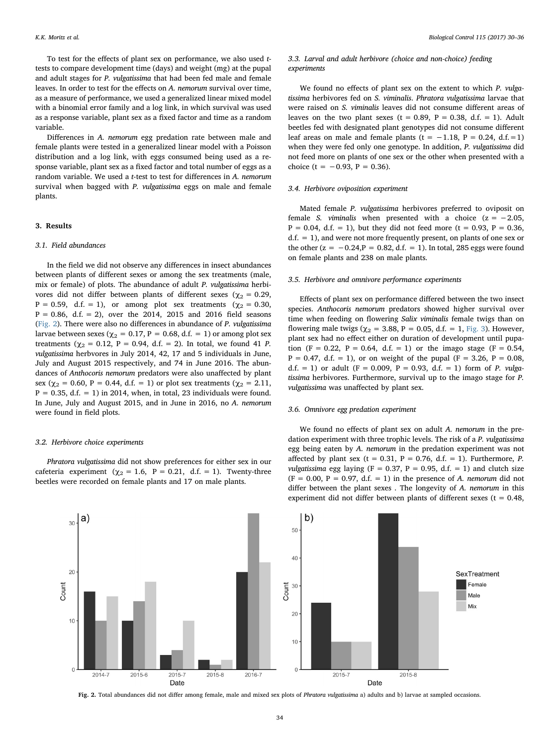To test for the effects of plant sex on performance, we also used *t*-tests to compare development time (days) and weight (mg) at the pupal and adult stages for *P. vulgatissima* that had been fed male and female leaves. In order to test for the effects on *A. nemorum* survival over time, as a measure of performance, we used a generalized linear mixed model with a binomial error family and a log link, in which survival was used as a response variable, plant sex as a fixed factor and time as a random variable.

Differences in *A. nemorum* egg predation rate between male and female plants were tested in a generalized linear model with a Poisson distribution and a log link, with eggs consumed being used as a response variable, plant sex as a fixed factor and total number of eggs as a random variable. We used a *t*-test to test for differences in *A. nemorum* survival when bagged with *P. vulgatissima* eggs on male and female plants.

## 3. Results

### 3.1. Field abundances

In the field we did not observe any differences in insect abundances between plants of different sexes or among the sex treatments (male, mix or female) of plots. The abundance of adult *P. vulgatissima* herbivores did not differ between plants of different sexes ($\chi_2 = 0.29$, $P = 0.59$, d.f. = 1), or among plot sex treatments ($\chi_2 = 0.30$, $P = 0.86$, d.f. = 2), over the 2014, 2015 and 2016 field seasons (Fig. 2). There were also no differences in abundance of *P. vulgatissima* larvae between sexes ($\chi_2 = 0.17$, $P = 0.68$, d.f. = 1) or among plot sex treatments ($\chi_2 = 0.12$, $P = 0.94$, d.f. = 2). In total, we found 41 *P. vulgatissima* herbvores in July 2014, 42, 17 and 5 individuals in June, July and August 2015 respectively, and 74 in June 2016. The abundances of *Anthocoris nemorum* predators were also unaffected by plant sex ($\chi_2 = 0.60$, $P = 0.44$, d.f. = 1) or plot sex treatments ($\chi_2 = 2.11$, $P = 0.35$, d.f. = 1) in 2014, when, in total, 23 individuals were found. In June, July and August 2015, and in June in 2016, no *A. nemorum* were found in field plots.

### 3.2. Herbivore choice experiments

*Phratora vulgatissima* did not show preferences for either sex in our cafeteria experiment ($\chi_2 = 1.6$, $P = 0.21$, d.f. = 1). Twenty-three beetles were recorded on female plants and 17 on male plants.

### 3.3. Larval and adult herbivore (choice and non-choice) feeding experiments

We found no effects of plant sex on the extent to which *P. vulgatissima* herbivores fed on *S. viminalis*. *Phratora vulgatissima* larvae that were raised on *S. viminalis* leaves did not consume different areas of leaves on the two plant sexes ($t = 0.89$, $P = 0.38$, d.f. = 1). Adult beetles fed with designated plant genotypes did not consume different leaf areas on male and female plants ($t = -1.18$, $P = 0.24$, d.f. = 1) when they were fed only one genotype. In addition, *P. vulgatissima* did not feed more on plants of one sex or the other when presented with a choice ($t = -0.93$, $P = 0.36$).

### 3.4. Herbivore oviposition experiment

Mated female *P. vulgatissima* herbivores preferred to oviposit on female *S. viminalis* when presented with a choice ($z = -2.05$, $P = 0.04$, d.f. = 1), but they did not feed more ($t = 0.93$, $P = 0.36$, d.f. = 1), and were not more frequently present, on plants of one sex or the other ($z = -0.24$, $P = 0.82$, d.f. = 1). In total, 285 eggs were found on female plants and 238 on male plants.

### 3.5. Herbivore and omnivore performance experiments

Effects of plant sex on performance differed between the two insect species. *Anthocoris nemorum* predators showed higher survival over time when feeding on flowering *Salix viminalis* female twigs than on flowering male twigs ($\chi_2 = 3.88$, $P = 0.05$, d.f. = 1, Fig. 3). However, plant sex had no effect either on duration of development until pupation ($F = 0.22$, $P = 0.64$, d.f. = 1) or the imago stage ($F = 0.54$, $P = 0.47$, d.f. = 1), or on weight of the pupal ($F = 3.26$, $P = 0.08$, d.f. = 1) or adult ($F = 0.009$, $P = 0.93$, d.f. = 1) form of *P. vulgatissima* herbivores. Furthermore, survival up to the imago stage for *P. vulgatissima* was unaffected by plant sex.

### 3.6. Omnivore egg predation experiment

We found no effects of plant sex on adult *A. nemorum* in the predation experiment with three trophic levels. The risk of a *P. vulgatissima* egg being eaten by *A. nemorum* in the predation experiment was not affected by plant sex ($t = 0.31$, $P = 0.76$, d.f. = 1). Furthermore, *P. vulgatissima* egg laying ($F = 0.37$, $P = 0.95$, d.f. = 1) and clutch size ($F = 0.00$, $P = 0.97$, d.f. = 1) in the presence of *A. nemorum* did not differ between the plant sexes . The longevity of *A. nemorum* in this experiment did not differ between plants of different sexes ($t = 0.48$,

**Fig. 2.** Total abundances did not differ among female, male and mixed sex plots of *Phratora vulgatissima* a) adults and b) larvae at sampled occasions.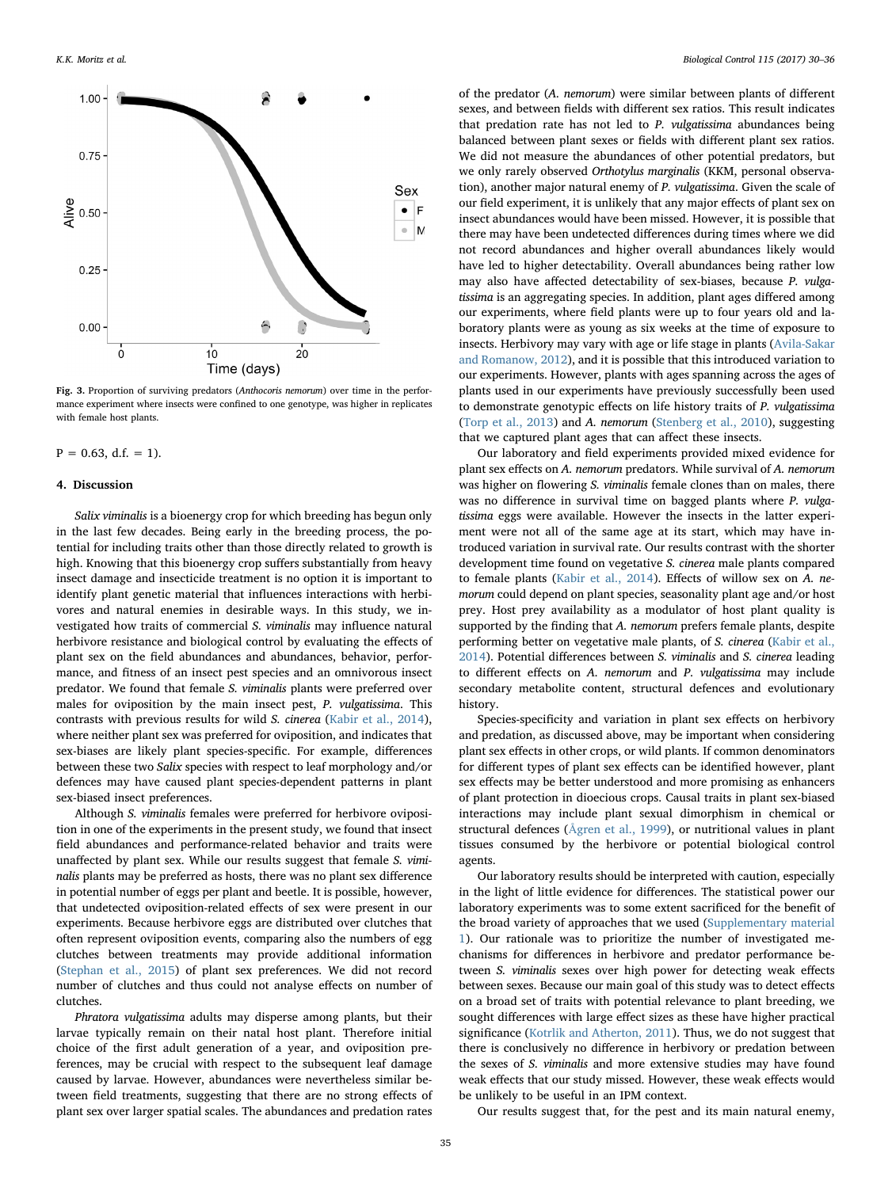Fig. 3. Proportion of surviving predators (*Anthocoris nemorum*) over time in the performance experiment where insects were confined to one genotype, was higher in replicates with female host plants.

P = 0.63, d.f. = 1).

## 4. Discussion

*Salix viminalis* is a bioenergy crop for which breeding has begun only in the last few decades. Being early in the breeding process, the potential for including traits other than those directly related to growth is high. Knowing that this bioenergy crop suffers substantially from heavy insect damage and insecticide treatment is no option it is important to identify plant genetic material that influences interactions with herbivores and natural enemies in desirable ways. In this study, we investigated how traits of commercial *S. viminalis* may influence natural herbivore resistance and biological control by evaluating the effects of plant sex on the field abundances and abundances, behavior, performance, and fitness of an insect pest species and an omnivorous insect predator. We found that female *S. viminalis* plants were preferred over males for oviposition by the main insect pest, *P. vulgatissima*. This contrasts with previous results for wild *S. cinerea* (Kabir et al., 2014), where neither plant sex was preferred for oviposition, and indicates that sex-biases are likely plant species-specific. For example, differences between these two *Salix* species with respect to leaf morphology and/or defences may have caused plant species-dependent patterns in plant sex-biased insect preferences.

Although *S. viminalis* females were preferred for herbivore oviposition in one of the experiments in the present study, we found that insect field abundances and performance-related behavior and traits were unaffected by plant sex. While our results suggest that female *S. viminalis* plants may be preferred as hosts, there was no plant sex difference in potential number of eggs per plant and beetle. It is possible, however, that undetected oviposition-related effects of sex were present in our experiments. Because herbivore eggs are distributed over clutches that often represent oviposition events, comparing also the numbers of egg clutches between treatments may provide additional information (Stephan et al., 2015) of plant sex preferences. We did not record number of clutches and thus could not analyse effects on number of clutches.

*Phratora vulgatissima* adults may disperse among plants, but their larvae typically remain on their natal host plant. Therefore initial choice of the first adult generation of a year, and oviposition preferences, may be crucial with respect to the subsequent leaf damage caused by larvae. However, abundances were nevertheless similar between field treatments, suggesting that there are no strong effects of plant sex over larger spatial scales. The abundances and predation rates of the predator (*A. nemorum*) were similar between plants of different sexes, and between fields with different sex ratios. This result indicates that predation rate has not led to *P. vulgatissima* abundances being balanced between plant sexes or fields with different plant sex ratios. We did not measure the abundances of other potential predators, but we only rarely observed *Orthotylus marginalis* (KKM, personal observation), another major natural enemy of *P. vulgatissima*. Given the scale of our field experiment, it is unlikely that any major effects of plant sex on insect abundances would have been missed. However, it is possible that there may have been undetected differences during times where we did not record abundances and higher overall abundances likely would have led to higher detectability. Overall abundances being rather low may also have affected detectability of sex-biases, because *P. vulgatissima* is an aggregating species. In addition, plant ages differed among our experiments, where field plants were up to four years old and laboratory plants were as young as six weeks at the time of exposure to insects. Herbivory may vary with age or life stage in plants (Avila-Sakar and Romanow, 2012), and it is possible that this introduced variation to our experiments. However, plants with ages spanning across the ages of plants used in our experiments have previously successfully been used to demonstrate genotypic effects on life history traits of *P. vulgatissima* (Torp et al., 2013) and *A. nemorum* (Stenberg et al., 2010), suggesting that we captured plant ages that can affect these insects.

Our laboratory and field experiments provided mixed evidence for plant sex effects on *A. nemorum* predators. While survival of *A. nemorum* was higher on flowering *S. viminalis* female clones than on males, there was no difference in survival time on bagged plants where *P. vulgatissima* eggs were available. However the insects in the latter experiment were not all of the same age at its start, which may have introduced variation in survival rate. Our results contrast with the shorter development time found on vegetative *S. cinerea* male plants compared to female plants (Kabir et al., 2014). Effects of willow sex on *A. nemorum* could depend on plant species, seasonality plant age and/or host prey. Host prey availability as a modulator of host plant quality is supported by the finding that *A. nemorum* prefers female plants, despite performing better on vegetative male plants, of *S. cinerea* (Kabir et al., 2014). Potential differences between *S. viminalis* and *S. cinerea* leading to different effects on *A. nemorum* and *P. vulgatissima* may include secondary metabolite content, structural defences and evolutionary history.

Species-specificity and variation in plant sex effects on herbivory and predation, as discussed above, may be important when considering plant sex effects in other crops, or wild plants. If common denominators for different types of plant sex effects can be identified however, plant sex effects may be better understood and more promising as enhancers of plant protection in dioecious crops. Causal traits in plant sex-biased interactions may include plant sexual dimorphism in chemical or structural defences (Ågren et al., 1999), or nutritional values in plant tissues consumed by the herbivore or potential biological control agents.

Our laboratory results should be interpreted with caution, especially in the light of little evidence for differences. The statistical power our laboratory experiments was to some extent sacrificed for the benefit of the broad variety of approaches that we used (Supplementary material 1). Our rationale was to prioritize the number of investigated mechanisms for differences in herbivore and predator performance between *S. viminalis* sexes over high power for detecting weak effects between sexes. Because our main goal of this study was to detect effects on a broad set of traits with potential relevance to plant breeding, we sought differences with large effect sizes as these have higher practical significance (Kotrlik and Atherton, 2011). Thus, we do not suggest that there is conclusively no difference in herbivory or predation between the sexes of *S. viminalis* and more extensive studies may have found weak effects that our study missed. However, these weak effects would be unlikely to be useful in an IPM context.

Our results suggest that, for the pest and its main natural enemy,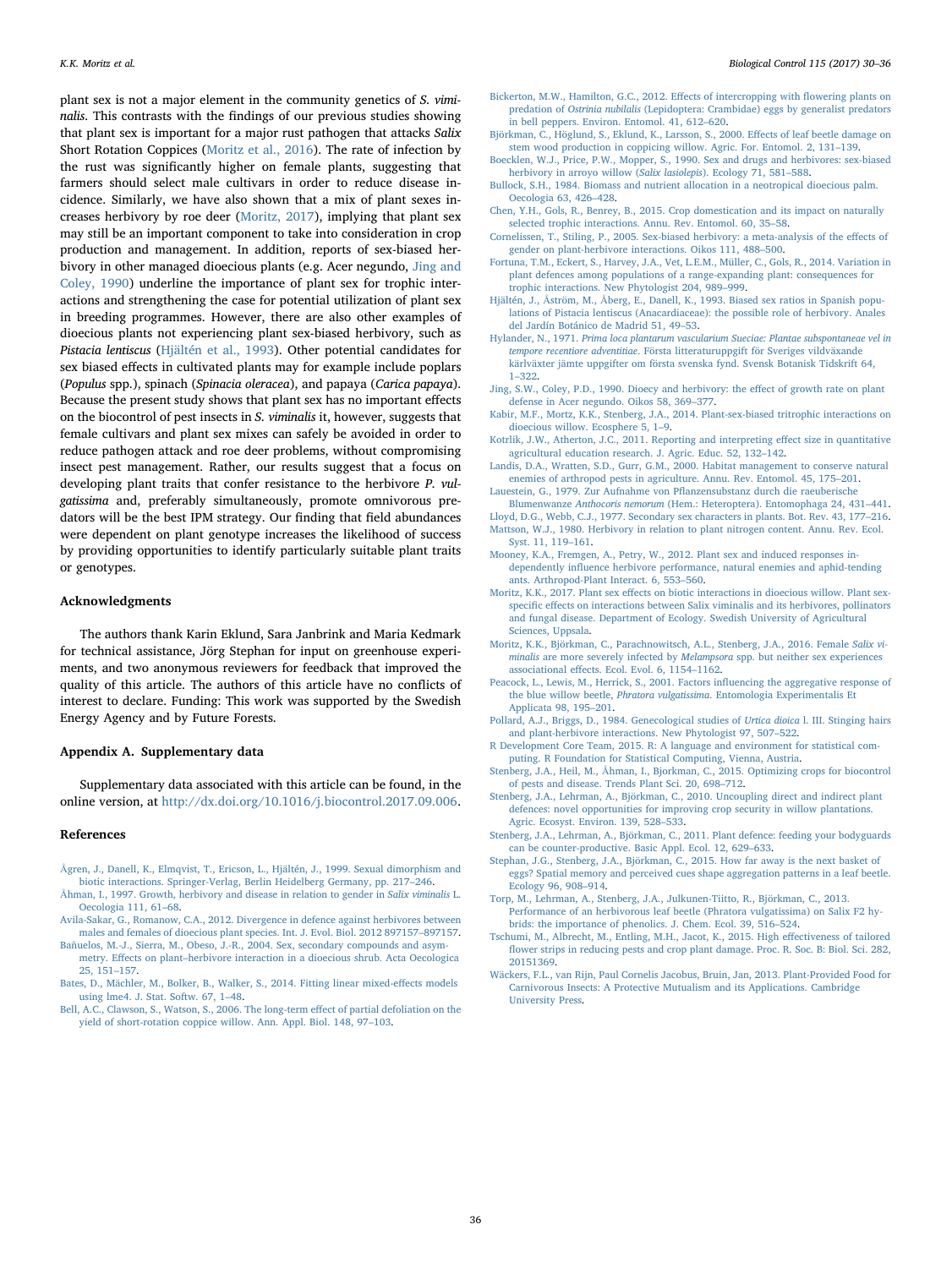plant sex is not a major element in the community genetics of *S. viminalis*. This contrasts with the findings of our previous studies showing that plant sex is important for a major rust pathogen that attacks *Salix* Short Rotation Coppices (Moritz et al., 2016). The rate of infection by the rust was significantly higher on female plants, suggesting that farmers should select male cultivars in order to reduce disease incidence. Similarly, we have also shown that a mix of plant sexes increases herbivory by roe deer (Moritz, 2017), implying that plant sex may still be an important component to take into consideration in crop production and management. In addition, reports of sex-biased herbivory in other managed dioecious plants (e.g. Acer negundo, Jing and Coley, 1990) underline the importance of plant sex for trophic interactions and strengthening the case for potential utilization of plant sex in breeding programmes. However, there are also other examples of dioecious plants not experiencing plant sex-biased herbivory, such as *Pistacia lentiscus* (Hjältén et al., 1993). Other potential candidates for sex biased effects in cultivated plants may for example include poplars (*Populus* spp.), spinach (*Spinacia oleracea*), and papaya (*Carica papaya*). Because the present study shows that plant sex has no important effects on the biocontrol of pest insects in *S. viminalis* it, however, suggests that female cultivars and plant sex mixes can safely be avoided in order to reduce pathogen attack and roe deer problems, without compromising insect pest management. Rather, our results suggest that a focus on developing plant traits that confer resistance to the herbivore *P. vulgatissima* and, preferably simultaneously, promote omnivorous predators will be the best IPM strategy. Our finding that field abundances were dependent on plant genotype increases the likelihood of success by providing opportunities to identify particularly suitable plant traits or genotypes.

## Acknowledgments

The authors thank Karin Eklund, Sara Janbrink and Maria Kedmark for technical assistance, Jörg Stephan for input on greenhouse experiments, and two anonymous reviewers for feedback that improved the quality of this article. The authors of this article have no conflicts of interest to declare. Funding: This work was supported by the Swedish Energy Agency and by Future Forests.

## Appendix A. Supplementary data

Supplementary data associated with this article can be found, in the online version, at http://dx.doi.org/10.1016/j.biocontrol.2017.09.006.

## References

Ågren, J., Danell, K., Elmqvist, T., Ericson, L., Hjältén, J., 1999. Sexual dimorphism and biotic interactions. Springer-Verlag, Berlin Heidelberg Germany, pp. 217–246.

Åhman, I., 1997. Growth, herbivory and disease in relation to gender in *Salix viminalis* L. Oecologia 111, 61–68.

Avila-Sakar, G., Romanow, C.A., 2012. Divergence in defence against herbivores between males and females of dioecious plant species. Int. J. Evol. Biol. 2012 897157–897157.

Bañuelos, M.-J., Sierra, M., Obeso, J.-R., 2004. Sex, secondary compounds and asymmetry. Effects on plant–herbivore interaction in a dioecious shrub. Acta Oecologica 25, 151–157.

Bates, D., Mächler, M., Bolker, B., Walker, S., 2014. Fitting linear mixed-effects models using lme4. J. Stat. Softw. 67, 1–48.

Bell, A.C., Clawson, S., Watson, S., 2006. The long-term effect of partial defoliation on the yield of short-rotation coppice willow. Ann. Appl. Biol. 148, 97–103.

Bickerton, M.W., Hamilton, G.C., 2012. Effects of intercropping with flowering plants on predation of *Ostrinia nubilalis* (Lepidoptera: Crambidae) eggs by generalist predators in bell peppers. Environ. Entomol. 41, 612–620.

Björkman, C., Höglund, S., Eklund, K., Larsson, S., 2000. Effects of leaf beetle damage on stem wood production in coppicing willow. Agric. For. Entomol. 2, 131–139.

Boecklen, W.J., Price, P.W., Mopper, S., 1990. Sex and drugs and herbivores: sex-biased herbivory in arroyo willow (*Salix lasiolepis*). Ecology 71, 581–588.

Bullock, S.H., 1984. Biomass and nutrient allocation in a neotropical dioecious palm. Oecologia 63, 426–428.

Chen, Y.H., Gols, R., Benrey, B., 2015. Crop domestication and its impact on naturally selected trophic interactions. Annu. Rev. Entomol. 60, 35–58.

Cornelissen, T., Stiling, P., 2005. Sex-biased herbivory: a meta-analysis of the effects of gender on plant-herbivore interactions. Oikos 111, 488–500.

Fortuna, T.M., Eckert, S., Harvey, J.A., Vet, L.E.M., Müller, C., Gols, R., 2014. Variation in plant defences among populations of a range-expanding plant: consequences for trophic interactions. New Phytologist 204, 989–999.

Hjältén, J., Åström, M., Åberg, E., Danell, K., 1993. Biased sex ratios in Spanish populations of Pistacia lentiscus (Anacardiaceae): the possible role of herbivory. Anales del Jardín Botánico de Madrid 51, 49–53.

Hylander, N., 1971. *Prima loca plantarum vascularium Sueciae: Plantae subspontaneae vel in tempore recentiore adventitiae*. Första litteraturuppgift för Sveriges vildväxande kärlväxter jämte uppgifter om första svenska fynd. Svensk Botanisk Tidskrift 64, 1–322.

Jing, S.W., Coley, P.D., 1990. Dioecy and herbivory: the effect of growth rate on plant defense in Acer negundo. Oikos 58, 369–377.

Kabir, M.F., Mortz, K.K., Stenberg, J.A., 2014. Plant-sex-biased tritrophic interactions on dioecious willow. Ecosphere 5, 1–9.

Kotrlik, J.W., Atherton, J.C., 2011. Reporting and interpreting effect size in quantitative agricultural education research. J. Agric. Educ. 52, 132–142.

Landis, D.A., Wratten, S.D., Gurr, G.M., 2000. Habitat management to conserve natural enemies of arthropod pests in agriculture. Annu. Rev. Entomol. 45, 175–201.

Lauestein, G., 1979. Zur Aufnahme von Pflanzensubstanz durch die raeuberische Blumenwanze *Anthocoris nemorum* (Hem.: Heteroptera). Entomophaga 24, 431–441.

Lloyd, D.G., Webb, C.J., 1977. Secondary sex characters in plants. Bot. Rev. 43, 177–216.

Mattson, W.J., 1980. Herbivory in relation to plant nitrogen content. Annu. Rev. Ecol. Syst. 11, 119–161.

Mooney, K.A., Fremgen, A., Petry, W., 2012. Plant sex and induced responses independently influence herbivore performance, natural enemies and aphid-tending ants. Arthropod-Plant Interact. 6, 553–560.

Moritz, K.K., 2017. Plant sex effects on biotic interactions in dioecious willow. Plant sex-specific effects on interactions between Salix viminalis and its herbivores, pollinators and fungal disease. Department of Ecology. Swedish University of Agricultural Sciences, Uppsala.

Moritz, K.K., Björkman, C., Parachnowitsch, A.L., Stenberg, J.A., 2016. Female *Salix viminalis* are more severely infected by *Melampsora* spp. but neither sex experiences associational effects. Ecol. Evol. 6, 1154–1162.

Peacock, L., Lewis, M., Herrick, S., 2001. Factors influencing the aggregative response of the blue willow beetle, *Phratora vulgatissima*. Entomologia Experimentalis Et Applicata 98, 195–201.

Pollard, A.J., Briggs, D., 1984. Genecological studies of *Urtica dioica* l. III. Stinging hairs and plant-herbivore interactions. New Phytologist 97, 507–522.

R Development Core Team, 2015. R: A language and environment for statistical computing. R Foundation for Statistical Computing, Vienna, Austria.

Stenberg, J.A., Heil, M., Åhman, I., Bjorkman, C., 2015. Optimizing crops for biocontrol of pests and disease. Trends Plant Sci. 20, 698–712.

Stenberg, J.A., Lehrman, A., Björkman, C., 2010. Uncoupling direct and indirect plant defences: novel opportunities for improving crop security in willow plantations. Agric. Ecosyst. Environ. 139, 528–533.

Stenberg, J.A., Lehrman, A., Björkman, C., 2011. Plant defence: feeding your bodyguards can be counter-productive. Basic Appl. Ecol. 12, 629–633.

Stephan, J.G., Stenberg, J.A., Björkman, C., 2015. How far away is the next basket of eggs? Spatial memory and perceived cues shape aggregation patterns in a leaf beetle. Ecology 96, 908–914.

Torp, M., Lehrman, A., Stenberg, J.A., Julkunen-Tiitto, R., Björkman, C., 2013. Performance of an herbivorous leaf beetle (Phratora vulgatissima) on Salix F2 hybrids: the importance of phenolics. J. Chem. Ecol. 39, 516–524.

Tschumi, M., Albrecht, M., Entling, M.H., Jacot, K., 2015. High effectiveness of tailored flower strips in reducing pests and crop plant damage. Proc. R. Soc. B: Biol. Sci. 282, 20151369.

Wäckers, F.L., van Rijn, Paul Cornelis Jacobus, Bruin, Jan, 2013. Plant-Provided Food for Carnivorous Insects: A Protective Mutualism and its Applications. Cambridge University Press.